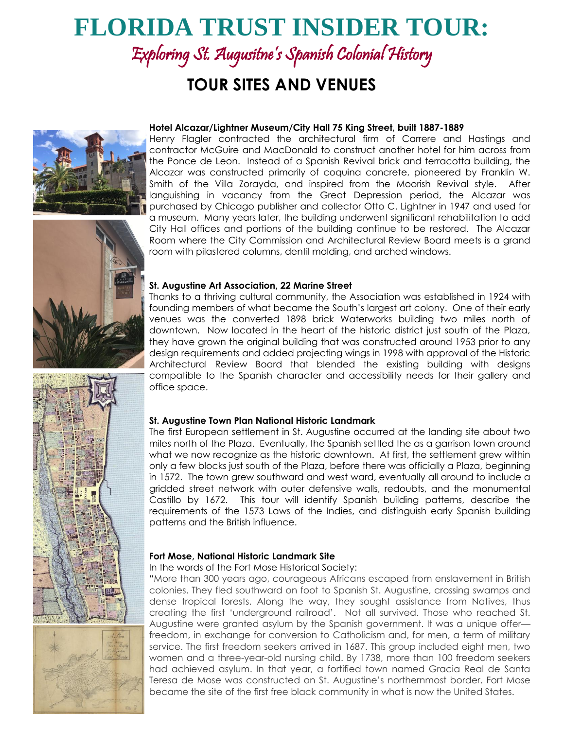# FLORIDA TRUST INSIDER TOUR:

## Exploring St. Augusitne's Spanish Colonial History

## TOUR SITES AND VENUES

**Hotel Alcazar/Lightner Museum/City Hall 75 King Street, built 1887-1889**

Henry Flagler contracted the architectural firm of Carrere and Hastings and contractor McGuire and MacDonald to construct another hotel for him across from the Ponce de Leon. Instead of a Spanish Revival brick and terracotta building, the Alcazar was constructed primarily of coquina concrete, pioneered by Franklin W. Smith of the Villa Zorayda, and inspired from the Moorish Revival style. After languishing in vacancy from the Great Depression period, the Alcazar was purchased by Chicago publisher and collector Otto C. Lightner in 1947 and used for a museum. Many years later, the building underwent significant rehabilitation to add City Hall offices and portions of the building continue to be restored. The Alcazar Room where the City Commission and Architectural Review Board meets is a grand room with pilastered columns, dentil molding, and arched windows.

**St. Augustine Art Association, 22 Marine Street**

Thanks to a thriving cultural community, the Association was established in 1924 with founding members of what became the South's largest art colony. One of their early venues was the converted 1898 brick Waterworks building two miles north of downtown. Now located in the heart of the historic district just south of the Plaza, they have grown the original building that was constructed around 1953 prior to any design requirements and added projecting wings in 1998 with approval of the Historic Architectural Review Board that blended the existing building with designs compatible to the Spanish character and accessibility needs for their gallery and office space.

**St. Augustine Town Plan National Historic Landmark**

The first European settlement in St. Augustine occurred at the landing site about two miles north of the Plaza. Eventually, the Spanish settled the as a garrison town around what we now recognize as the historic downtown. At first, the settlement grew within only a few blocks just south of the Plaza, before there was officially a Plaza, beginning in 1572. The town grew southward and west ward, eventually all around to include a gridded street network with outer defensive walls, redoubts, and the monumental Castillo by 1672. This tour will identify Spanish building patterns, describe the requirements of the 1573 Laws of the Indies, and distinguish early Spanish building patterns and the British influence.

**Fort Mose, National Historic Landmark Site**

In the words of the Fort Mose Historical Society:

"More than 300 years ago, courageous Africans escaped from enslavement in British colonies. They fled southward on foot to Spanish St. Augustine, crossing swamps and dense tropical forests. Along the way, they sought assistance from Natives, thus creating the first 'underground railroad'. Not all survived. Those who reached St. Augustine were granted asylum by the Spanish government. It was a unique offer—freedom, in exchange for conversion to Catholicism and, for men, a term of military service. The first freedom seekers arrived in 1687. This group included eight men, two women and a three-year-old nursing child. By 1738, more than 100 freedom seekers had achieved asylum. In that year, a fortified town named Gracia Real de Santa Teresa de Mose was constructed on St. Augustine's northernmost border. Fort Mose became the site of the first free black community in what is now the United States.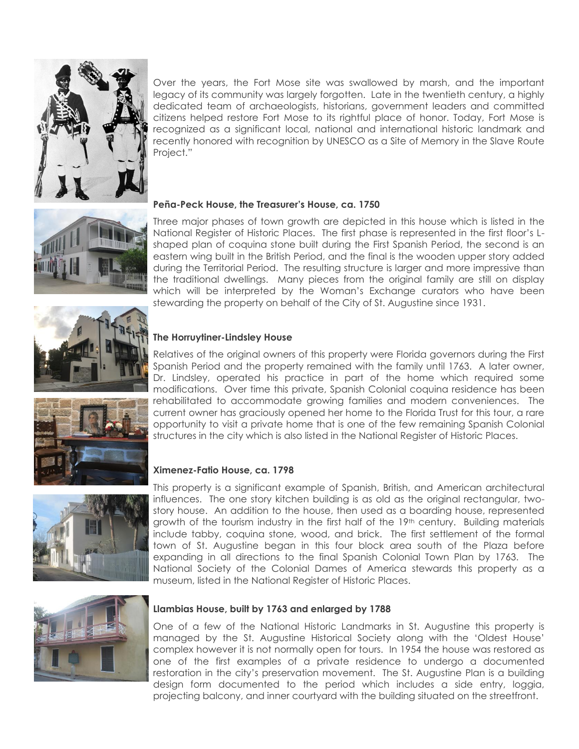Over the years, the Fort Mose site was swallowed by marsh, and the important legacy of its community was largely forgotten. Late in the twentieth century, a highly dedicated team of archaeologists, historians, government leaders and committed citizens helped restore Fort Mose to its rightful place of honor. Today, Fort Mose is recognized as a significant local, national and international historic landmark and recently honored with recognition by UNESCO as a Site of Memory in the Slave Route Project."

**Peña-Peck House, the Treasurer's House, ca. 1750**

Three major phases of town growth are depicted in this house which is listed in the National Register of Historic Places. The first phase is represented in the first floor's L-shaped plan of coquina stone built during the First Spanish Period, the second is an eastern wing built in the British Period, and the final is the wooden upper story added during the Territorial Period. The resulting structure is larger and more impressive than the traditional dwellings. Many pieces from the original family are still on display which will be interpreted by the Woman's Exchange curators who have been stewarding the property on behalf of the City of St. Augustine since 1931.

**The Horruytiner-Lindsley House**

Relatives of the original owners of this property were Florida governors during the First Spanish Period and the property remained with the family until 1763. A later owner, Dr. Lindsley, operated his practice in part of the home which required some modifications. Over time this private, Spanish Colonial coquina residence has been rehabilitated to accommodate growing families and modern conveniences. The current owner has graciously opened her home to the Florida Trust for this tour, a rare opportunity to visit a private home that is one of the few remaining Spanish Colonial structures in the city which is also listed in the National Register of Historic Places.

**Ximenez-Fatio House, ca. 1798**

This property is a significant example of Spanish, British, and American architectural influences. The one story kitchen building is as old as the original rectangular, two-story house. An addition to the house, then used as a boarding house, represented growth of the tourism industry in the first half of the 19th century. Building materials include tabby, coquina stone, wood, and brick. The first settlement of the formal town of St. Augustine began in this four block area south of the Plaza before expanding in all directions to the final Spanish Colonial Town Plan by 1763. The National Society of the Colonial Dames of America stewards this property as a museum, listed in the National Register of Historic Places.

**Llambias House, built by 1763 and enlarged by 1788**

One of a few of the National Historic Landmarks in St. Augustine this property is managed by the St. Augustine Historical Society along with the 'Oldest House' complex however it is not normally open for tours. In 1954 the house was restored as one of the first examples of a private residence to undergo a documented restoration in the city's preservation movement. The St. Augustine Plan is a building design form documented to the period which includes a side entry, loggia, projecting balcony, and inner courtyard with the building situated on the streetfront.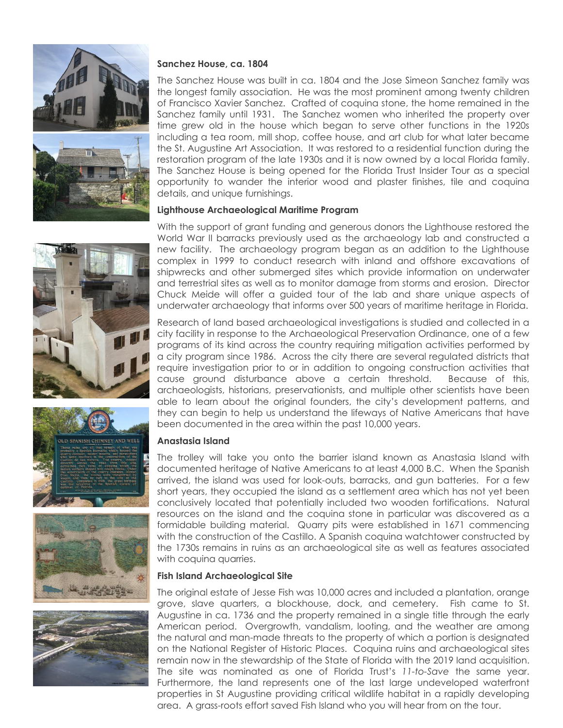**Sanchez House, ca. 1804**

The Sanchez House was built in ca. 1804 and the Jose Simeon Sanchez family was the longest family association. He was the most prominent among twenty children of Francisco Xavier Sanchez. Crafted of coquina stone, the home remained in the Sanchez family until 1931. The Sanchez women who inherited the property over time grew old in the house which began to serve other functions in the 1920s including a tea room, mill shop, coffee house, and art club for what later became the St. Augustine Art Association. It was restored to a residential function during the restoration program of the late 1930s and it is now owned by a local Florida family. The Sanchez House is being opened for the Florida Trust Insider Tour as a special opportunity to wander the interior wood and plaster finishes, tile and coquina details, and unique furnishings.

**Lighthouse Archaeological Maritime Program**

With the support of grant funding and generous donors the Lighthouse restored the World War II barracks previously used as the archaeology lab and constructed a new facility. The archaeology program began as an addition to the Lighthouse complex in 1999 to conduct research with inland and offshore excavations of shipwrecks and other submerged sites which provide information on underwater and terrestrial sites as well as to monitor damage from storms and erosion. Director Chuck Meide will offer a guided tour of the lab and share unique aspects of underwater archaeology that informs over 500 years of maritime heritage in Florida.

Research of land based archaeological investigations is studied and collected in a city facility in response to the Archaeological Preservation Ordinance, one of a few programs of its kind across the country requiring mitigation activities performed by a city program since 1986. Across the city there are several regulated districts that require investigation prior to or in addition to ongoing construction activities that cause ground disturbance above a certain threshold. Because of this, archaeologists, historians, preservationists, and multiple other scientists have been able to learn about the original founders, the city's development patterns, and they can begin to help us understand the lifeways of Native Americans that have been documented in the area within the past 10,000 years.

**Anastasia Island**

The trolley will take you onto the barrier island known as Anastasia Island with documented heritage of Native Americans to at least 4,000 B.C. When the Spanish arrived, the island was used for look-outs, barracks, and gun batteries. For a few short years, they occupied the island as a settlement area which has not yet been conclusively located that potentially included two wooden fortifications. Natural resources on the island and the coquina stone in particular was discovered as a formidable building material. Quarry pits were established in 1671 commencing with the construction of the Castillo. A Spanish coquina watchtower constructed by the 1730s remains in ruins as an archaeological site as well as features associated with coquina quarries.

**Fish Island Archaeological Site**

The original estate of Jesse Fish was 10,000 acres and included a plantation, orange grove, slave quarters, a blockhouse, dock, and cemetery. Fish came to St. Augustine in ca. 1736 and the property remained in a single title through the early American period. Overgrowth, vandalism, looting, and the weather are among the natural and man-made threats to the property of which a portion is designated on the National Register of Historic Places. Coquina ruins and archaeological sites remain now in the stewardship of the State of Florida with the 2019 land acquisition. The site was nominated as one of Florida Trust's *11-to-Save* the same year. Furthermore, the land represents one of the last large undeveloped waterfront properties in St Augustine providing critical wildlife habitat in a rapidly developing area. A grass-roots effort saved Fish Island who you will hear from on the tour.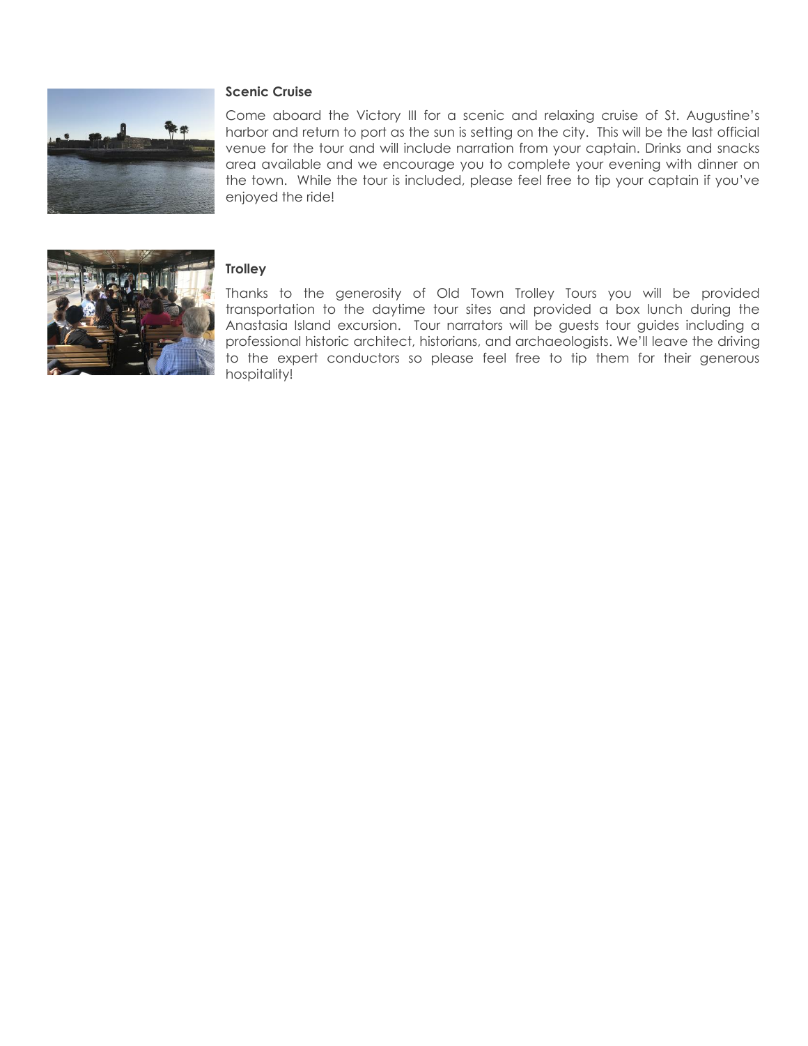**Scenic Cruise**

Come aboard the Victory III for a scenic and relaxing cruise of St. Augustine's harbor and return to port as the sun is setting on the city. This will be the last official venue for the tour and will include narration from your captain. Drinks and snacks area available and we encourage you to complete your evening with dinner on the town. While the tour is included, please feel free to tip your captain if you've enjoyed the ride!

**Trolley**

Thanks to the generosity of Old Town Trolley Tours you will be provided transportation to the daytime tour sites and provided a box lunch during the Anastasia Island excursion. Tour narrators will be guests tour guides including a professional historic architect, historians, and archaeologists. We'll leave the driving to the expert conductors so please feel free to tip them for their generous hospitality!